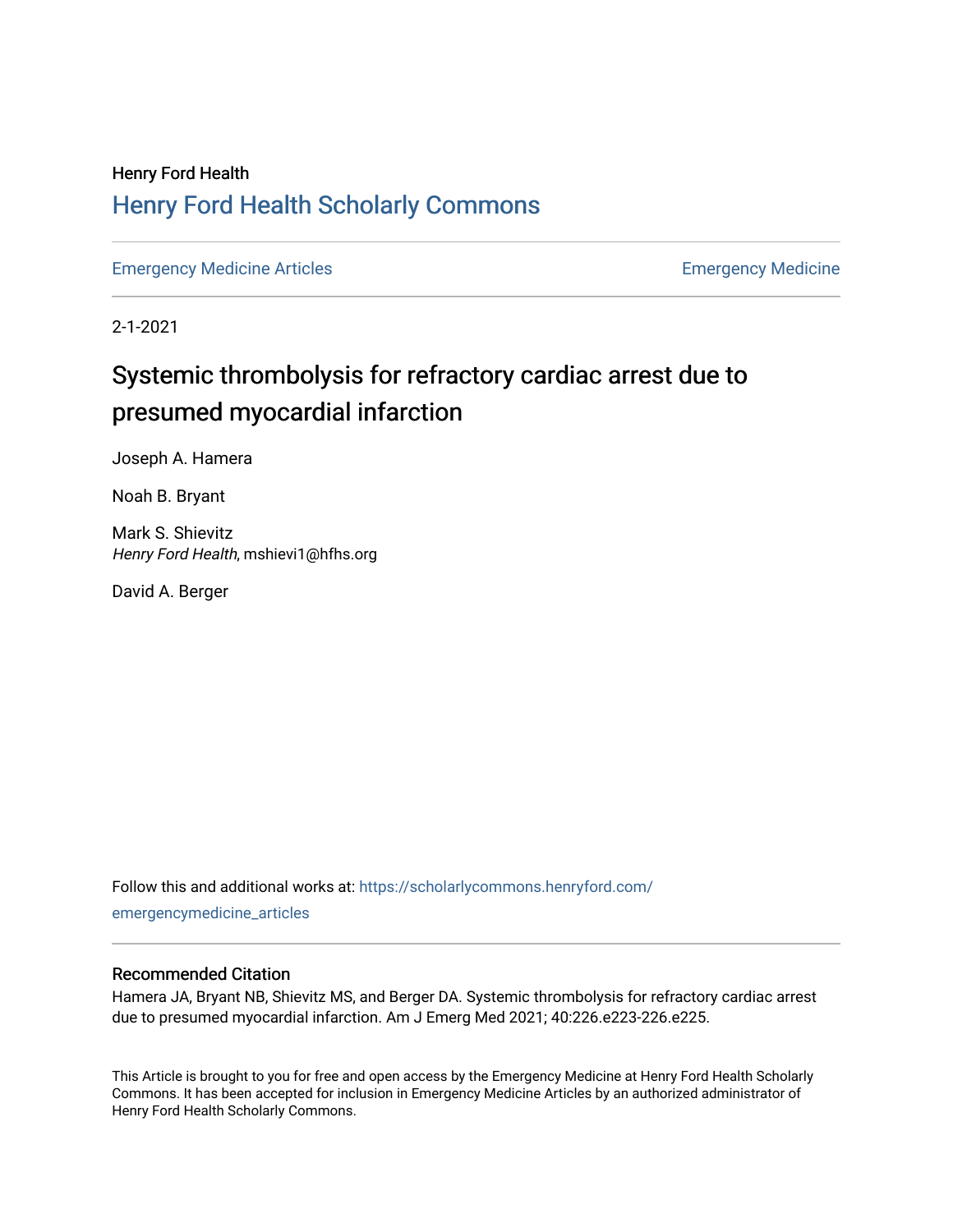Henry Ford Health

# Henry Ford Health Scholarly Commons

Emergency Medicine Articles | Emergency Medicine

2-1-2021

# Systemic thrombolysis for refractory cardiac arrest due to presumed myocardial infarction

Joseph A. Hamera

Noah B. Bryant

Mark S. Shievitz
*Henry Ford Health*, mshievi1@hfhs.org

David A. Berger

Follow this and additional works at: https://scholarlycommons.henryford.com/emergencymedicine_articles

## Recommended Citation

Hamera JA, Bryant NB, Shievitz MS, and Berger DA. Systemic thrombolysis for refractory cardiac arrest due to presumed myocardial infarction. Am J Emerg Med 2021; 40:226.e223-226.e225.

This Article is brought to you for free and open access by the Emergency Medicine at Henry Ford Health Scholarly Commons. It has been accepted for inclusion in Emergency Medicine Articles by an authorized administrator of Henry Ford Health Scholarly Commons.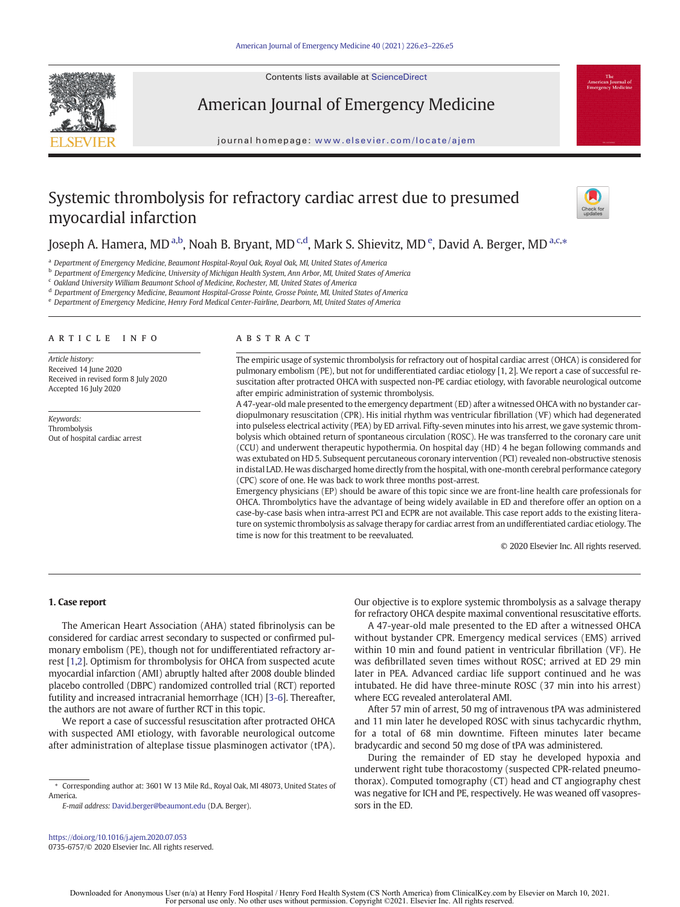# Systemic thrombolysis for refractory cardiac arrest due to presumed myocardial infarction

Joseph A. Hamera, MD [a,b], Noah B. Bryant, MD [c,d], Mark S. Shievitz, MD [e], David A. Berger, MD [a,c,*]

[a] Department of Emergency Medicine, Beaumont Hospital-Royal Oak, Royal Oak, MI, United States of America
[b] Department of Emergency Medicine, University of Michigan Health System, Ann Arbor, MI, United States of America
[c] Oakland University William Beaumont School of Medicine, Rochester, MI, United States of America
[d] Department of Emergency Medicine, Beaumont Hospital-Grosse Pointe, Grosse Pointe, MI, United States of America
[e] Department of Emergency Medicine, Henry Ford Medical Center-Fairline, Dearborn, MI, United States of America

## ARTICLE INFO

*Article history:*
Received 14 June 2020
Received in revised form 8 July 2020
Accepted 16 July 2020

*Keywords:*
Thrombolysis
Out of hospital cardiac arrest

## ABSTRACT

The empiric usage of systemic thrombolysis for refractory out of hospital cardiac arrest (OHCA) is considered for pulmonary embolism (PE), but not for undifferentiated cardiac etiology [1, 2]. We report a case of successful resuscitation after protracted OHCA with suspected non-PE cardiac etiology, with favorable neurological outcome after empiric administration of systemic thrombolysis.

A 47-year-old male presented to the emergency department (ED) after a witnessed OHCA with no bystander cardiopulmonary resuscitation (CPR). His initial rhythm was ventricular fibrillation (VF) which had degenerated into pulseless electrical activity (PEA) by ED arrival. Fifty-seven minutes into his arrest, we gave systemic thrombolysis which obtained return of spontaneous circulation (ROSC). He was transferred to the coronary care unit (CCU) and underwent therapeutic hypothermia. On hospital day (HD) 4 he began following commands and was extubated on HD 5. Subsequent percutaneous coronary intervention (PCI) revealed non-obstructive stenosis in distal LAD. He was discharged home directly from the hospital, with one-month cerebral performance category (CPC) score of one. He was back to work three months post-arrest.

Emergency physicians (EP) should be aware of this topic since we are front-line health care professionals for OHCA. Thrombolytics have the advantage of being widely available in ED and therefore offer an option on a case-by-case basis when intra-arrest PCI and ECPR are not available. This case report adds to the existing literature on systemic thrombolysis as salvage therapy for cardiac arrest from an undifferentiated cardiac etiology. The time is now for this treatment to be reevaluated.

© 2020 Elsevier Inc. All rights reserved.

## 1. Case report

The American Heart Association (AHA) stated fibrinolysis can be considered for cardiac arrest secondary to suspected or confirmed pulmonary embolism (PE), though not for undifferentiated refractory arrest [1,2]. Optimism for thrombolysis for OHCA from suspected acute myocardial infarction (AMI) abruptly halted after 2008 double blinded placebo controlled (DBPC) randomized controlled trial (RCT) reported futility and increased intracranial hemorrhage (ICH) [3-6]. Thereafter, the authors are not aware of further RCT in this topic.

We report a case of successful resuscitation after protracted OHCA with suspected AMI etiology, with favorable neurological outcome after administration of alteplase tissue plasminogen activator (tPA). Our objective is to explore systemic thrombolysis as a salvage therapy for refractory OHCA despite maximal conventional resuscitative efforts.

A 47-year-old male presented to the ED after a witnessed OHCA without bystander CPR. Emergency medical services (EMS) arrived within 10 min and found patient in ventricular fibrillation (VF). He was defibrillated seven times without ROSC; arrived at ED 29 min later in PEA. Advanced cardiac life support continued and he was intubated. He did have three-minute ROSC (37 min into his arrest) where ECG revealed anterolateral AMI.

After 57 min of arrest, 50 mg of intravenous tPA was administered and 11 min later he developed ROSC with sinus tachycardic rhythm, for a total of 68 min downtime. Fifteen minutes later became bradycardic and second 50 mg dose of tPA was administered.

During the remainder of ED stay he developed hypoxia and underwent right tube thoracostomy (suspected CPR-related pneumothorax). Computed tomography (CT) head and CT angiography chest was negative for ICH and PE, respectively. He was weaned off vasopressors in the ED.

\* Corresponding author at: 3601 W 13 Mile Rd., Royal Oak, MI 48073, United States of America.
*E-mail address:* David.berger@beaumont.edu (D.A. Berger).

https://doi.org/10.1016/j.ajem.2020.07.053
0735-6757/© 2020 Elsevier Inc. All rights reserved.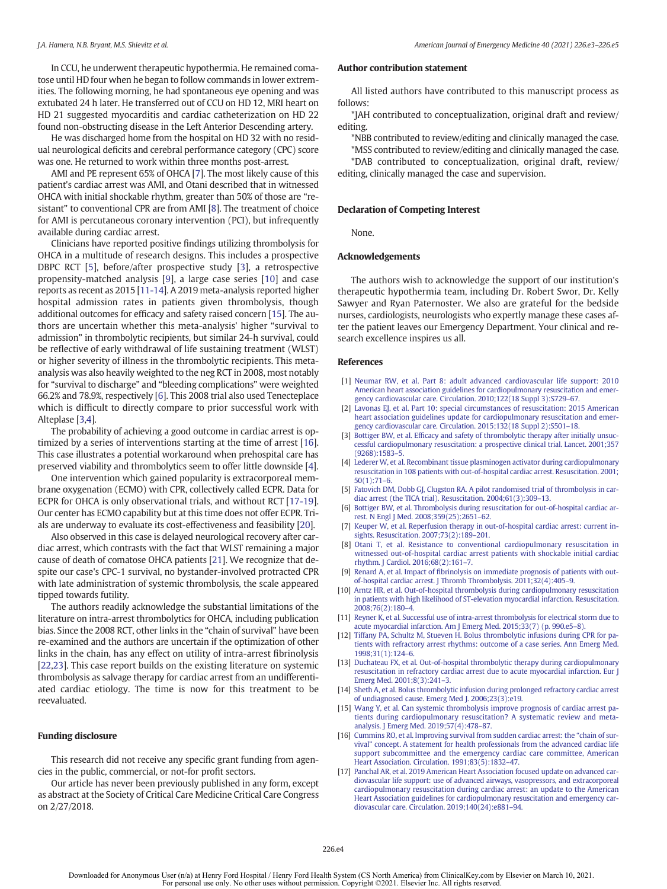In CCU, he underwent therapeutic hypothermia. He remained comatose until HD four when he began to follow commands in lower extremities. The following morning, he had spontaneous eye opening and was extubated 24 h later. He transferred out of CCU on HD 12, MRI heart on HD 21 suggested myocarditis and cardiac catheterization on HD 22 found non-obstructing disease in the Left Anterior Descending artery.

He was discharged home from the hospital on HD 32 with no residual neurological deficits and cerebral performance category (CPC) score was one. He returned to work within three months post-arrest.

AMI and PE represent 65% of OHCA [7]. The most likely cause of this patient's cardiac arrest was AMI, and Otani described that in witnessed OHCA with initial shockable rhythm, greater than 50% of those are "resistant" to conventional CPR are from AMI [8]. The treatment of choice for AMI is percutaneous coronary intervention (PCI), but infrequently available during cardiac arrest.

Clinicians have reported positive findings utilizing thrombolysis for OHCA in a multitude of research designs. This includes a prospective DBPC RCT [5], before/after prospective study [3], a retrospective propensity-matched analysis [9], a large case series [10] and case reports as recent as 2015 [11-14]. A 2019 meta-analysis reported higher hospital admission rates in patients given thrombolysis, though additional outcomes for efficacy and safety raised concern [15]. The authors are uncertain whether this meta-analysis' higher "survival to admission" in thrombolytic recipients, but similar 24-h survival, could be reflective of early withdrawal of life sustaining treatment (WLST) or higher severity of illness in the thrombolytic recipients. This meta-analysis was also heavily weighted to the neg RCT in 2008, most notably for "survival to discharge" and "bleeding complications" were weighted 66.2% and 78.9%, respectively [6]. This 2008 trial also used Tenecteplace which is difficult to directly compare to prior successful work with Alteplase [3,4].

The probability of achieving a good outcome in cardiac arrest is optimized by a series of interventions starting at the time of arrest [16]. This case illustrates a potential workaround when prehospital care has preserved viability and thrombolytics seem to offer little downside [4].

One intervention which gained popularity is extracorporeal membrane oxygenation (ECMO) with CPR, collectively called ECPR. Data for ECPR for OHCA is only observational trials, and without RCT [17-19]. Our center has ECMO capability but at this time does not offer ECPR. Trials are underway to evaluate its cost-effectiveness and feasibility [20].

Also observed in this case is delayed neurological recovery after cardiac arrest, which contrasts with the fact that WLST remaining a major cause of death of comatose OHCA patients [21]. We recognize that despite our case's CPC-1 survival, no bystander-involved protracted CPR with late administration of systemic thrombolysis, the scale appeared tipped towards futility.

The authors readily acknowledge the substantial limitations of the literature on intra-arrest thrombolytics for OHCA, including publication bias. Since the 2008 RCT, other links in the "chain of survival" have been re-examined and the authors are uncertain if the optimization of other links in the chain, has any effect on utility of intra-arrest fibrinolysis [22,23]. This case report builds on the existing literature on systemic thrombolysis as salvage therapy for cardiac arrest from an undifferentiated cardiac etiology. The time is now for this treatment to be reevaluated.

## Funding disclosure

This research did not receive any specific grant funding from agencies in the public, commercial, or not-for profit sectors.

Our article has never been previously published in any form, except as abstract at the Society of Critical Care Medicine Critical Care Congress on 2/27/2018.

## Author contribution statement

All listed authors have contributed to this manuscript process as follows:

*JAH contributed to conceptualization, original draft and review/editing.

*NBB contributed to review/editing and clinically managed the case.

*MSS contributed to review/editing and clinically managed the case.

*DAB contributed to conceptualization, original draft, review/editing, clinically managed the case and supervision.

## Declaration of Competing Interest

None.

## Acknowledgements

The authors wish to acknowledge the support of our institution's therapeutic hypothermia team, including Dr. Robert Swor, Dr. Kelly Sawyer and Ryan Paternoster. We also are grateful for the bedside nurses, cardiologists, neurologists who expertly manage these cases after the patient leaves our Emergency Department. Your clinical and research excellence inspires us all.

## References

[1] Neumar RW, et al. Part 8: adult advanced cardiovascular life support: 2010 American heart association guidelines for cardiopulmonary resuscitation and emergency cardiovascular care. Circulation. 2010;122(18 Suppl 3):S729–67.

[2] Lavonas EJ, et al. Part 10: special circumstances of resuscitation: 2015 American heart association guidelines update for cardiopulmonary resuscitation and emergency cardiovascular care. Circulation. 2015;132(18 Suppl 2):S501–18.

[3] Bottiger BW, et al. Efficacy and safety of thrombolytic therapy after initially unsuccessful cardiopulmonary resuscitation: a prospective clinical trial. Lancet. 2001;357(9268):1583–5.

[4] Lederer W, et al. Recombinant tissue plasminogen activator during cardiopulmonary resuscitation in 108 patients with out-of-hospital cardiac arrest. Resuscitation. 2001;50(1):71–6.

[5] Fatovich DM, Dobb GJ, Clugston RA. A pilot randomised trial of thrombolysis in cardiac arrest (the TICA trial). Resuscitation. 2004;61(3):309–13.

[6] Bottiger BW, et al. Thrombolysis during resuscitation for out-of-hospital cardiac arrest. N Engl J Med. 2008;359(25):2651–62.

[7] Keuper W, et al. Reperfusion therapy in out-of-hospital cardiac arrest: current insights. Resuscitation. 2007;73(2):189–201.

[8] Otani T, et al. Resistance to conventional cardiopulmonary resuscitation in witnessed out-of-hospital cardiac arrest patients with shockable initial cardiac rhythm. J Cardiol. 2016;68(2):161–7.

[9] Renard A, et al. Impact of fibrinolysis on immediate prognosis of patients with out-of-hospital cardiac arrest. J Thromb Thrombolysis. 2011;32(4):405–9.

[10] Arntz HR, et al. Out-of-hospital thrombolysis during cardiopulmonary resuscitation in patients with high likelihood of ST-elevation myocardial infarction. Resuscitation. 2008;76(2):180–4.

[11] Reyner K, et al. Successful use of intra-arrest thrombolysis for electrical storm due to acute myocardial infarction. Am J Emerg Med. 2015;33(7) (p. 990.e5–8).

[12] Tiffany PA, Schultz M, Stueven H. Bolus thrombolytic infusions during CPR for patients with refractory arrest rhythms: outcome of a case series. Ann Emerg Med. 1998;31(1):124–6.

[13] Duchateau FX, et al. Out-of-hospital thrombolytic therapy during cardiopulmonary resuscitation in refractory cardiac arrest due to acute myocardial infarction. Eur J Emerg Med. 2001;8(3):241–3.

[14] Sheth A, et al. Bolus thrombolytic infusion during prolonged refractory cardiac arrest of undiagnosed cause. Emerg Med J. 2006;23(3):e19.

[15] Wang Y, et al. Can systemic thrombolysis improve prognosis of cardiac arrest patients during cardiopulmonary resuscitation? A systematic review and meta-analysis. J Emerg Med. 2019;57(4):478–87.

[16] Cummins RO, et al. Improving survival from sudden cardiac arrest: the "chain of survival" concept. A statement for health professionals from the advanced cardiac life support subcommittee and the emergency cardiac care committee, American Heart Association. Circulation. 1991;83(5):1832–47.

[17] Panchal AR, et al. 2019 American Heart Association focused update on advanced cardiovascular life support: use of advanced airways, vasopressors, and extracorporeal cardiopulmonary resuscitation during cardiac arrest: an update to the American Heart Association guidelines for cardiopulmonary resuscitation and emergency cardiovascular care. Circulation. 2019;140(24):e881–94.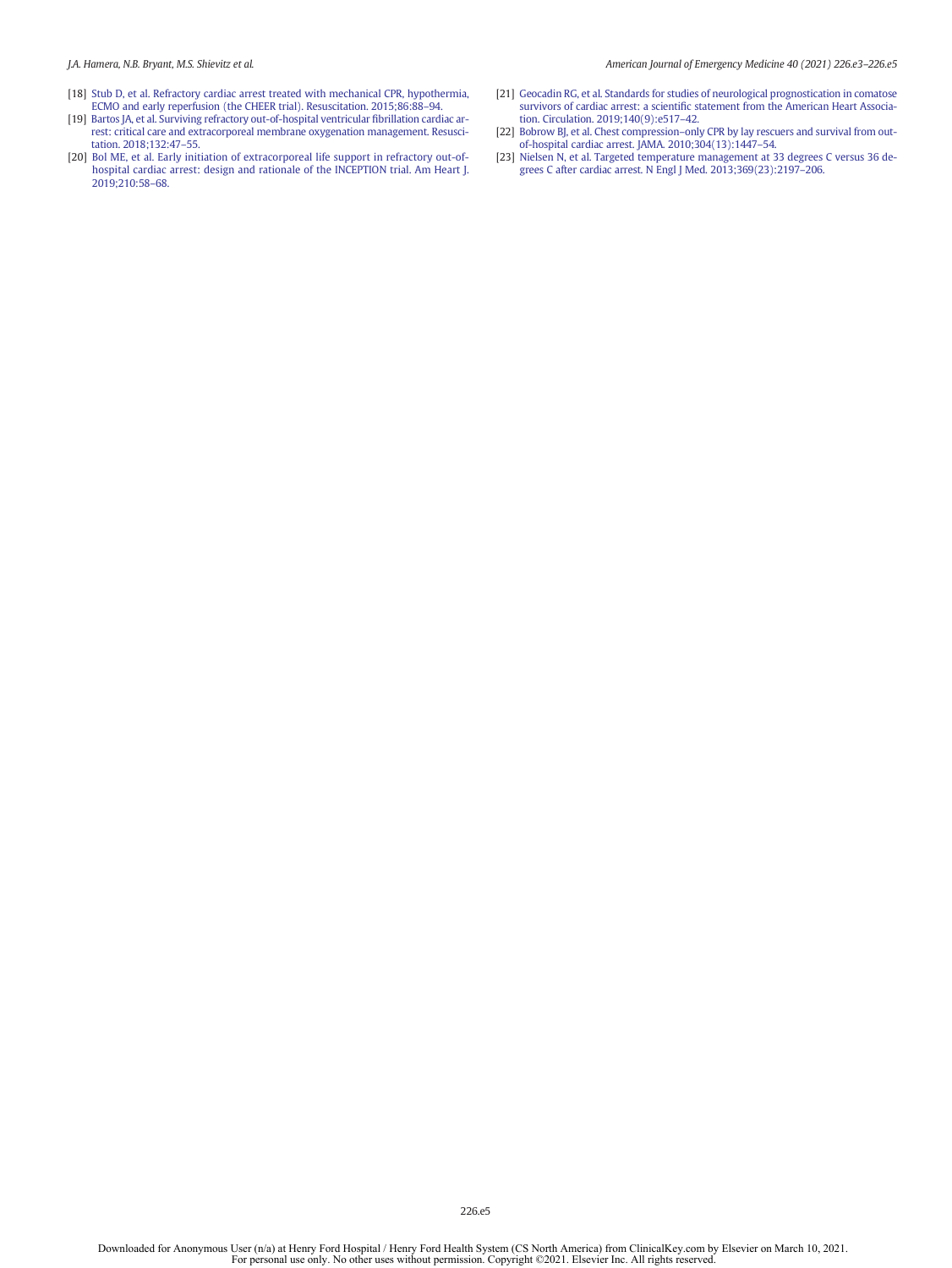[18] Stub D, et al. Refractory cardiac arrest treated with mechanical CPR, hypothermia, ECMO and early reperfusion (the CHEER trial). Resuscitation. 2015;86:88–94.

[19] Bartos JA, et al. Surviving refractory out-of-hospital ventricular fibrillation cardiac arrest: critical care and extracorporeal membrane oxygenation management. Resuscitation. 2018;132:47–55.

[20] Bol ME, et al. Early initiation of extracorporeal life support in refractory out-of-hospital cardiac arrest: design and rationale of the INCEPTION trial. Am Heart J. 2019;210:58–68.

[21] Geocadin RG, et al. Standards for studies of neurological prognostication in comatose survivors of cardiac arrest: a scientific statement from the American Heart Association. Circulation. 2019;140(9):e517–42.

[22] Bobrow BJ, et al. Chest compression–only CPR by lay rescuers and survival from out-of-hospital cardiac arrest. JAMA. 2010;304(13):1447–54.

[23] Nielsen N, et al. Targeted temperature management at 33 degrees C versus 36 degrees C after cardiac arrest. N Engl J Med. 2013;369(23):2197–206.